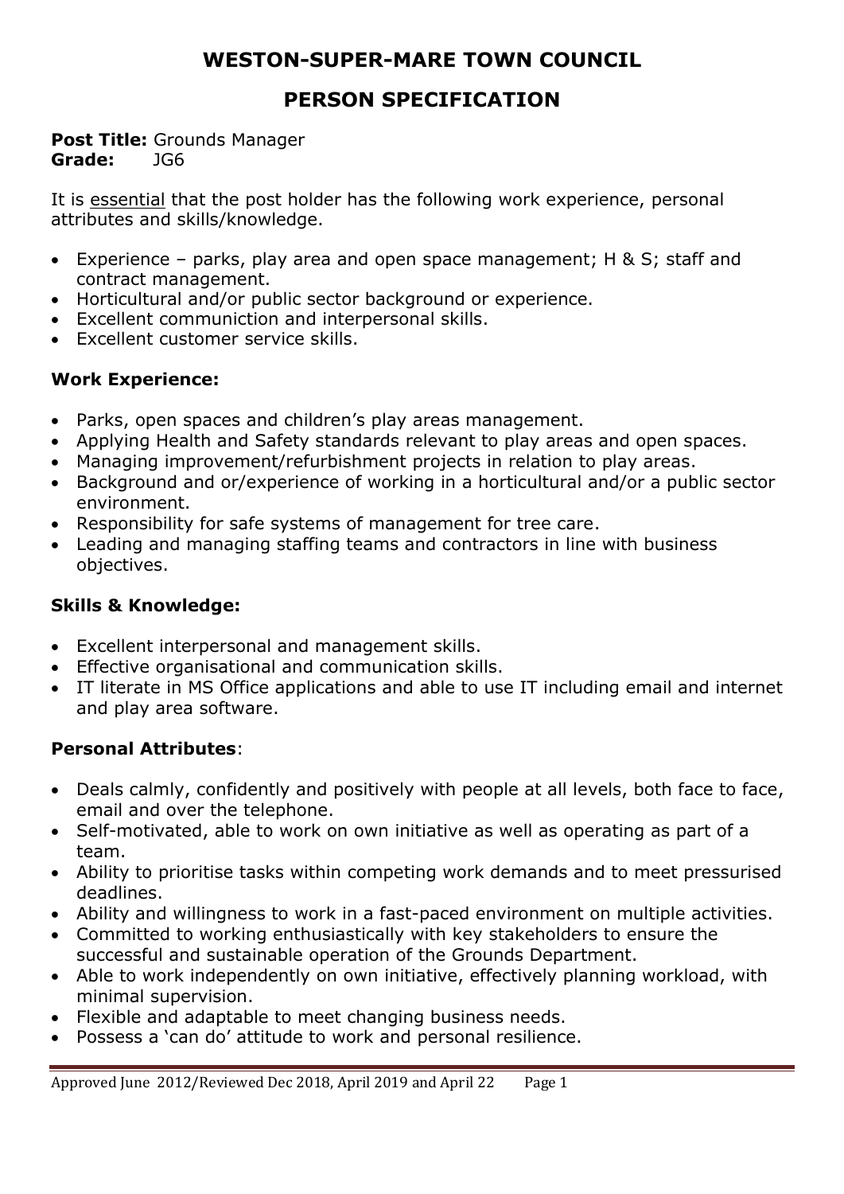# WESTON-SUPER-MARE TOWN COUNCIL

## PERSON SPECIFICATION

**Post Title:** Grounds Manager
**Grade:** JG6

It is essential that the post holder has the following work experience, personal attributes and skills/knowledge.

- Experience – parks, play area and open space management; H & S; staff and contract management.
- Horticultural and/or public sector background or experience.
- Excellent communiction and interpersonal skills.
- Excellent customer service skills.

### Work Experience:

- Parks, open spaces and children's play areas management.
- Applying Health and Safety standards relevant to play areas and open spaces.
- Managing improvement/refurbishment projects in relation to play areas.
- Background and or/experience of working in a horticultural and/or a public sector environment.
- Responsibility for safe systems of management for tree care.
- Leading and managing staffing teams and contractors in line with business objectives.

### Skills & Knowledge:

- Excellent interpersonal and management skills.
- Effective organisational and communication skills.
- IT literate in MS Office applications and able to use IT including email and internet and play area software.

### Personal Attributes:

- Deals calmly, confidently and positively with people at all levels, both face to face, email and over the telephone.
- Self-motivated, able to work on own initiative as well as operating as part of a team.
- Ability to prioritise tasks within competing work demands and to meet pressurised deadlines.
- Ability and willingness to work in a fast-paced environment on multiple activities.
- Committed to working enthusiastically with key stakeholders to ensure the successful and sustainable operation of the Grounds Department.
- Able to work independently on own initiative, effectively planning workload, with minimal supervision.
- Flexible and adaptable to meet changing business needs.
- Possess a 'can do' attitude to work and personal resilience.

Approved June 2012/Reviewed Dec 2018, April 2019 and April 22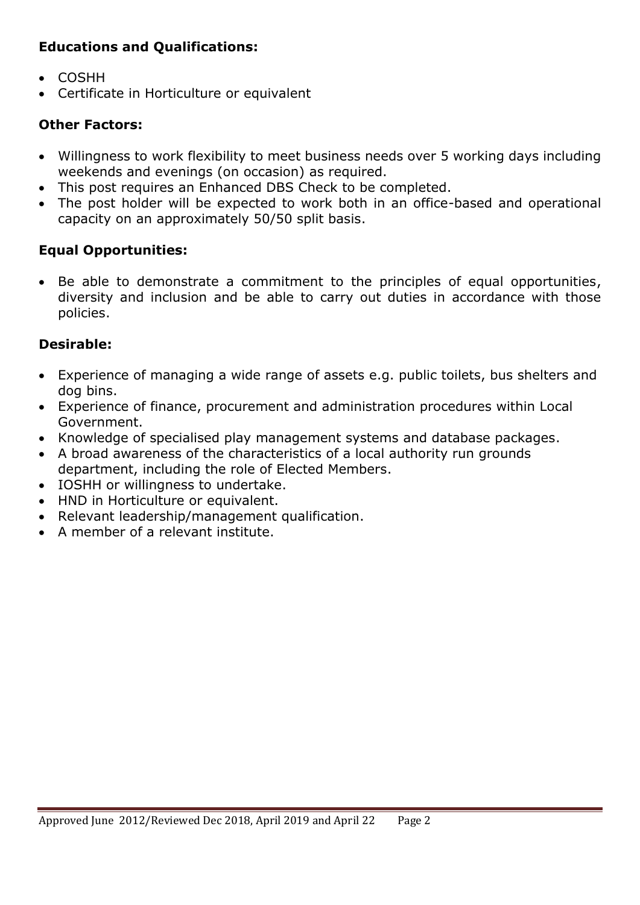**Educations and Qualifications:**

- COSHH
- Certificate in Horticulture or equivalent

**Other Factors:**

- Willingness to work flexibility to meet business needs over 5 working days including weekends and evenings (on occasion) as required.
- This post requires an Enhanced DBS Check to be completed.
- The post holder will be expected to work both in an office-based and operational capacity on an approximately 50/50 split basis.

**Equal Opportunities:**

- Be able to demonstrate a commitment to the principles of equal opportunities, diversity and inclusion and be able to carry out duties in accordance with those policies.

**Desirable:**

- Experience of managing a wide range of assets e.g. public toilets, bus shelters and dog bins.
- Experience of finance, procurement and administration procedures within Local Government.
- Knowledge of specialised play management systems and database packages.
- A broad awareness of the characteristics of a local authority run grounds department, including the role of Elected Members.
- IOSHH or willingness to undertake.
- HND in Horticulture or equivalent.
- Relevant leadership/management qualification.
- A member of a relevant institute.

Approved June 2012/Reviewed Dec 2018, April 2019 and April 22